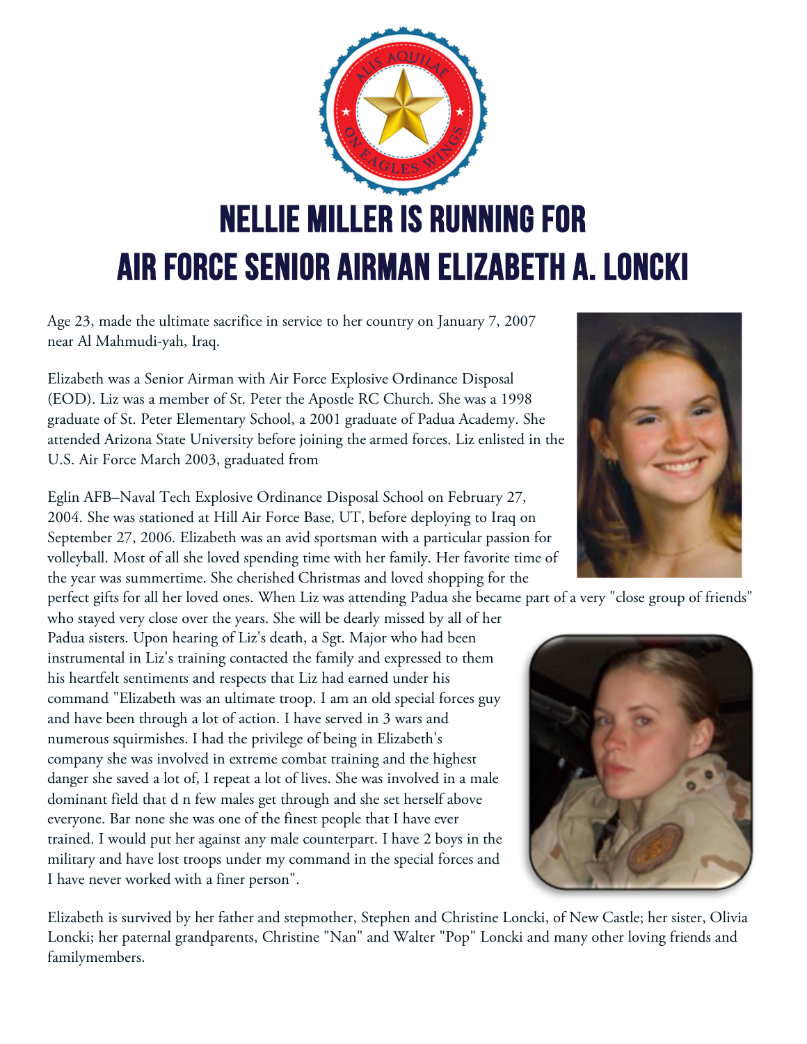# NELLIE MILLER IS RUNNING FOR AIR FORCE SENIOR AIRMAN ELIZABETH A. LONCKI

Age 23, made the ultimate sacrifice in service to her country on January 7, 2007 near Al Mahmudi-yah, Iraq.

Elizabeth was a Senior Airman with Air Force Explosive Ordinance Disposal (EOD). Liz was a member of St. Peter the Apostle RC Church. She was a 1998 graduate of St. Peter Elementary School, a 2001 graduate of Padua Academy. She attended Arizona State University before joining the armed forces. Liz enlisted in the U.S. Air Force March 2003, graduated from

Eglin AFB–Naval Tech Explosive Ordinance Disposal School on February 27, 2004. She was stationed at Hill Air Force Base, UT, before deploying to Iraq on September 27, 2006. Elizabeth was an avid sportsman with a particular passion for volleyball. Most of all she loved spending time with her family. Her favorite time of the year was summertime. She cherished Christmas and loved shopping for the perfect gifts for all her loved ones. When Liz was attending Padua she became part of a very "close group of friends" who stayed very close over the years. She will be dearly missed by all of her Padua sisters. Upon hearing of Liz's death, a Sgt. Major who had been instrumental in Liz's training contacted the family and expressed to them his heartfelt sentiments and respects that Liz had earned under his command "Elizabeth was an ultimate troop. I am an old special forces guy and have been through a lot of action. I have served in 3 wars and numerous squirmishes. I had the privilege of being in Elizabeth's company she was involved in extreme combat training and the highest danger she saved a lot of, I repeat a lot of lives. She was involved in a male dominant field that d n few males get through and she set herself above everyone. Bar none she was one of the finest people that I have ever trained. I would put her against any male counterpart. I have 2 boys in the military and have lost troops under my command in the special forces and I have never worked with a finer person".

Elizabeth is survived by her father and stepmother, Stephen and Christine Loncki, of New Castle; her sister, Olivia Loncki; her paternal grandparents, Christine "Nan" and Walter "Pop" Loncki and many other loving friends and familymembers.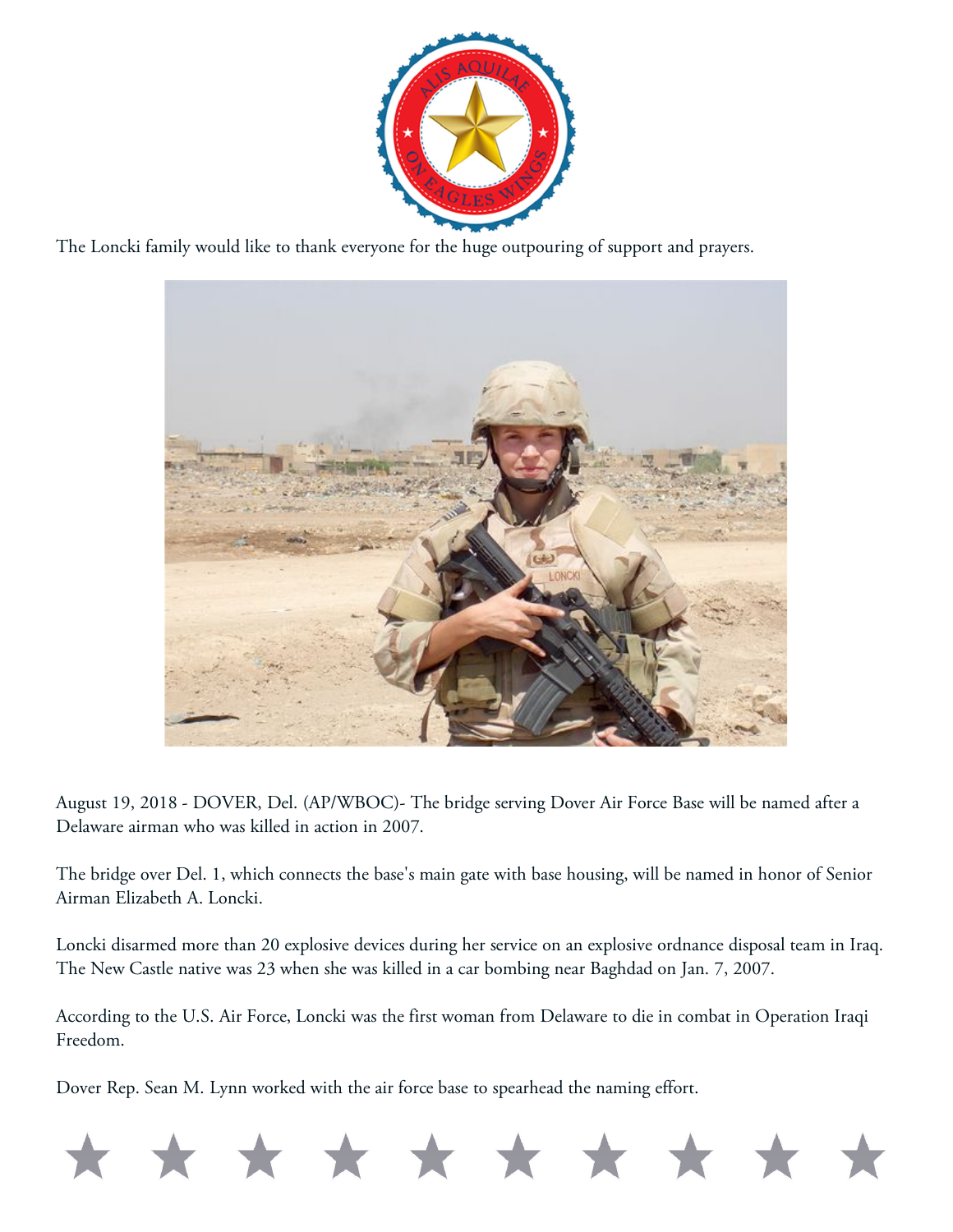The Loncki family would like to thank everyone for the huge outpouring of support and prayers.

August 19, 2018 - DOVER, Del. (AP/WBOC)- The bridge serving Dover Air Force Base will be named after a Delaware airman who was killed in action in 2007.

The bridge over Del. 1, which connects the base's main gate with base housing, will be named in honor of Senior Airman Elizabeth A. Loncki.

Loncki disarmed more than 20 explosive devices during her service on an explosive ordnance disposal team in Iraq. The New Castle native was 23 when she was killed in a car bombing near Baghdad on Jan. 7, 2007.

According to the U.S. Air Force, Loncki was the first woman from Delaware to die in combat in Operation Iraqi Freedom.

Dover Rep. Sean M. Lynn worked with the air force base to spearhead the naming effort.

★ ★ ★ ★ ★ ★ ★ ★ ★ ★